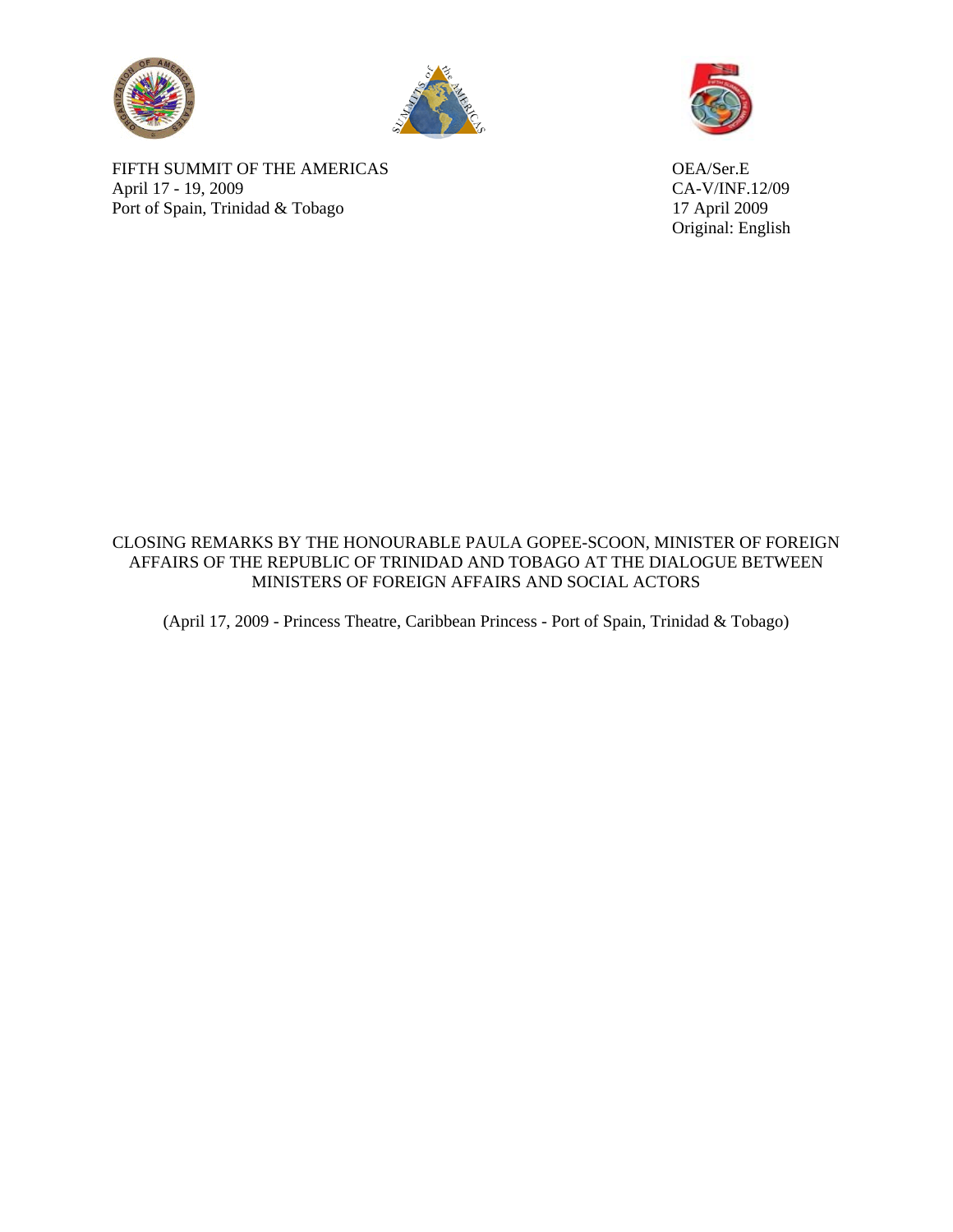FIFTH SUMMIT OF THE AMERICAS
April 17 - 19, 2009
Port of Spain, Trinidad & Tobago

OEA/Ser.E
CA-V/INF.12/09
17 April 2009
Original: English

CLOSING REMARKS BY THE HONOURABLE PAULA GOPEE-SCOON, MINISTER OF FOREIGN AFFAIRS OF THE REPUBLIC OF TRINIDAD AND TOBAGO AT THE DIALOGUE BETWEEN MINISTERS OF FOREIGN AFFAIRS AND SOCIAL ACTORS

(April 17, 2009 - Princess Theatre, Caribbean Princess - Port of Spain, Trinidad & Tobago)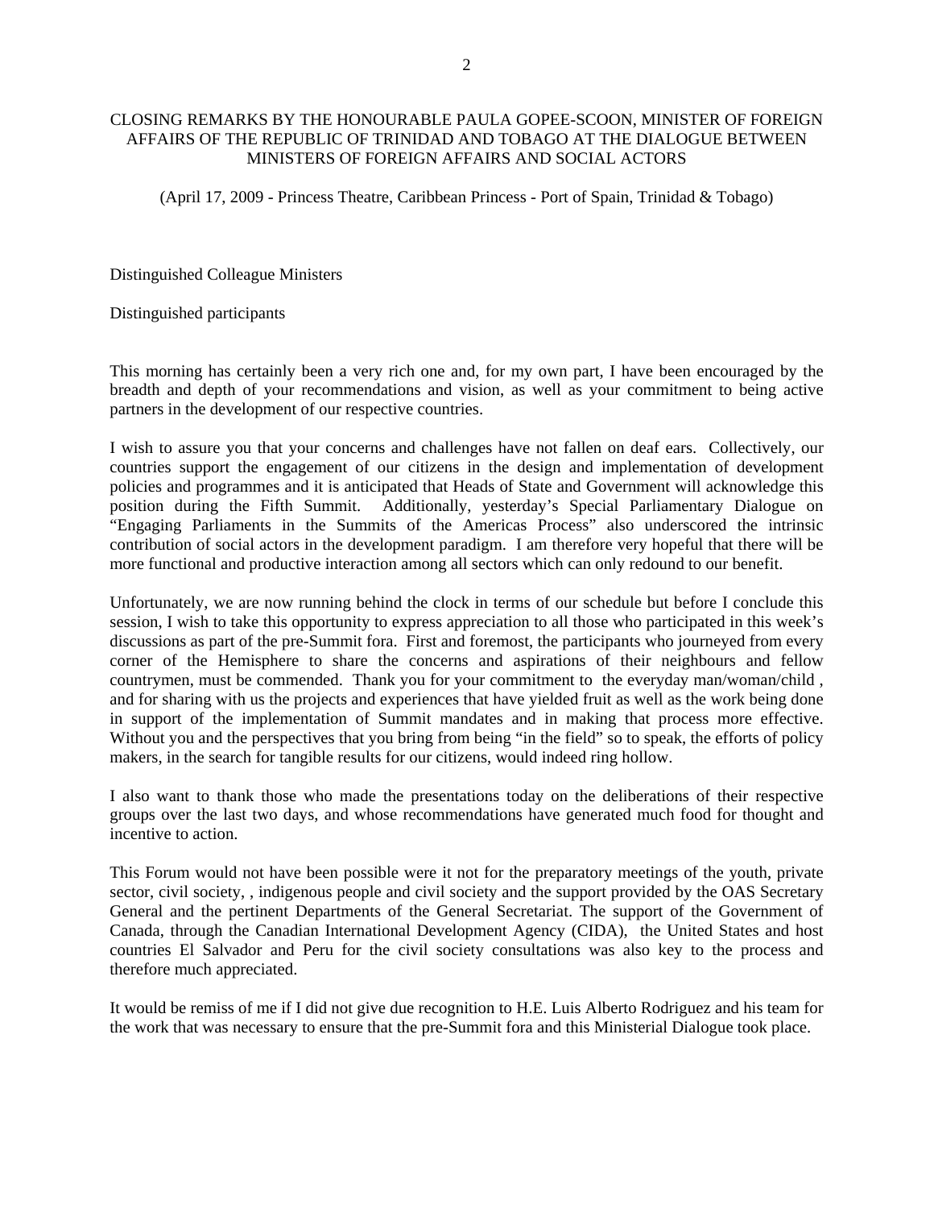CLOSING REMARKS BY THE HONOURABLE PAULA GOPEE-SCOON, MINISTER OF FOREIGN AFFAIRS OF THE REPUBLIC OF TRINIDAD AND TOBAGO AT THE DIALOGUE BETWEEN MINISTERS OF FOREIGN AFFAIRS AND SOCIAL ACTORS

(April 17, 2009 - Princess Theatre, Caribbean Princess - Port of Spain, Trinidad & Tobago)

Distinguished Colleague Ministers

Distinguished participants

This morning has certainly been a very rich one and, for my own part, I have been encouraged by the breadth and depth of your recommendations and vision, as well as your commitment to being active partners in the development of our respective countries.

I wish to assure you that your concerns and challenges have not fallen on deaf ears. Collectively, our countries support the engagement of our citizens in the design and implementation of development policies and programmes and it is anticipated that Heads of State and Government will acknowledge this position during the Fifth Summit. Additionally, yesterday's Special Parliamentary Dialogue on "Engaging Parliaments in the Summits of the Americas Process" also underscored the intrinsic contribution of social actors in the development paradigm. I am therefore very hopeful that there will be more functional and productive interaction among all sectors which can only redound to our benefit.

Unfortunately, we are now running behind the clock in terms of our schedule but before I conclude this session, I wish to take this opportunity to express appreciation to all those who participated in this week's discussions as part of the pre-Summit fora. First and foremost, the participants who journeyed from every corner of the Hemisphere to share the concerns and aspirations of their neighbours and fellow countrymen, must be commended. Thank you for your commitment to the everyday man/woman/child , and for sharing with us the projects and experiences that have yielded fruit as well as the work being done in support of the implementation of Summit mandates and in making that process more effective. Without you and the perspectives that you bring from being "in the field" so to speak, the efforts of policy makers, in the search for tangible results for our citizens, would indeed ring hollow.

I also want to thank those who made the presentations today on the deliberations of their respective groups over the last two days, and whose recommendations have generated much food for thought and incentive to action.

This Forum would not have been possible were it not for the preparatory meetings of the youth, private sector, civil society, , indigenous people and civil society and the support provided by the OAS Secretary General and the pertinent Departments of the General Secretariat. The support of the Government of Canada, through the Canadian International Development Agency (CIDA), the United States and host countries El Salvador and Peru for the civil society consultations was also key to the process and therefore much appreciated.

It would be remiss of me if I did not give due recognition to H.E. Luis Alberto Rodriguez and his team for the work that was necessary to ensure that the pre-Summit fora and this Ministerial Dialogue took place.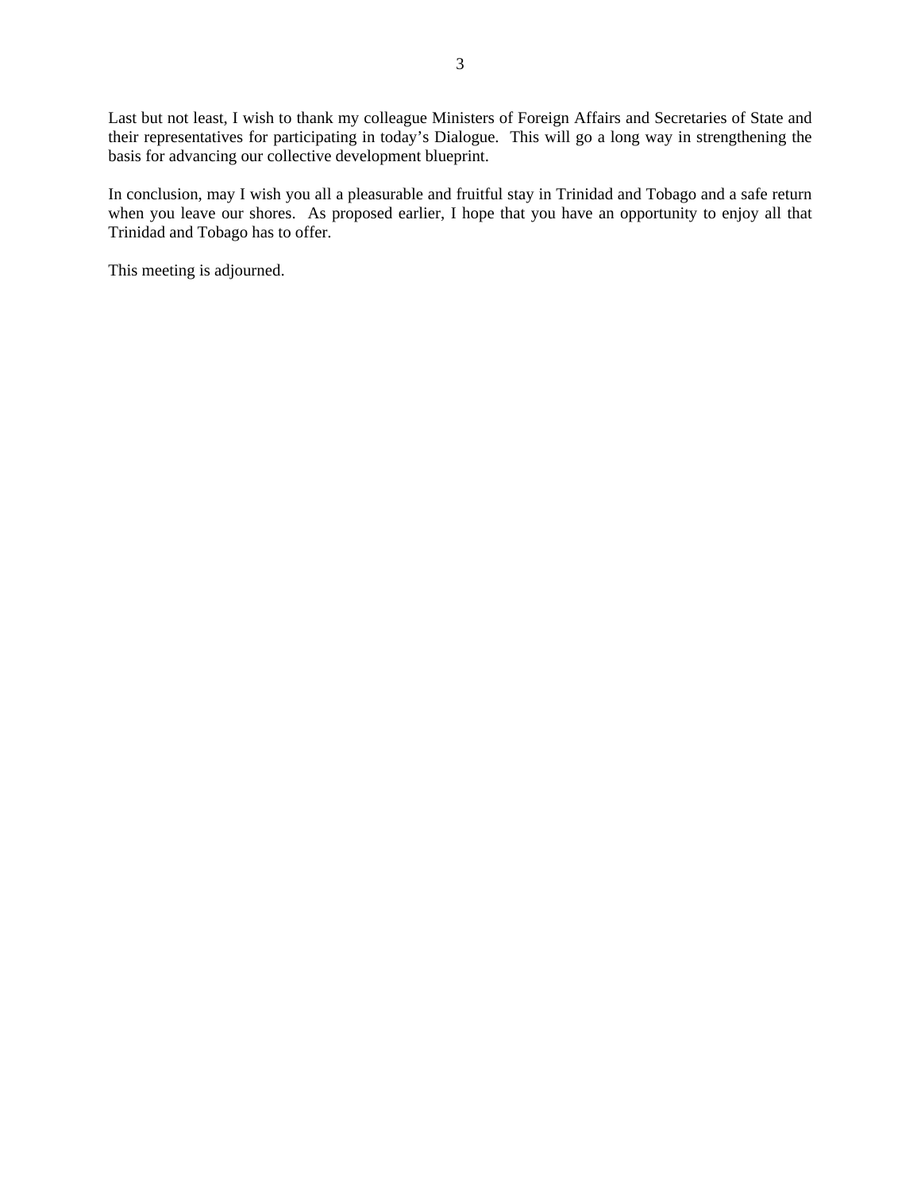Last but not least, I wish to thank my colleague Ministers of Foreign Affairs and Secretaries of State and their representatives for participating in today's Dialogue. This will go a long way in strengthening the basis for advancing our collective development blueprint.

In conclusion, may I wish you all a pleasurable and fruitful stay in Trinidad and Tobago and a safe return when you leave our shores. As proposed earlier, I hope that you have an opportunity to enjoy all that Trinidad and Tobago has to offer.

This meeting is adjourned.